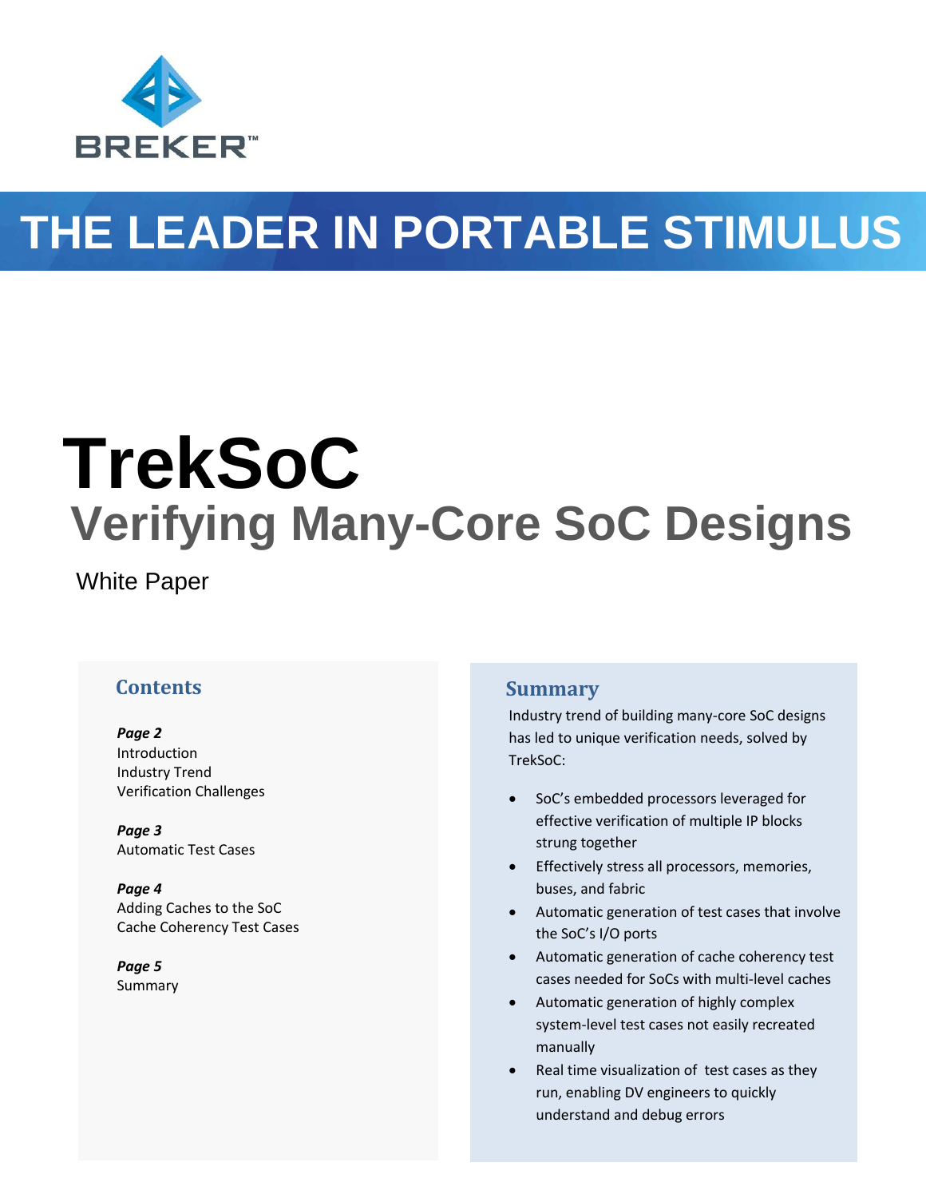BREKER™

THE LEADER IN PORTABLE STIMULUS

# TrekSoC
## Verifying Many-Core SoC Designs

White Paper

### Contents

***Page 2***
Introduction
Industry Trend
Verification Challenges

***Page 3***
Automatic Test Cases

***Page 4***
Adding Caches to the SoC
Cache Coherency Test Cases

***Page 5***
Summary

### Summary

Industry trend of building many-core SoC designs has led to unique verification needs, solved by TrekSoC:

- SoC's embedded processors leveraged for effective verification of multiple IP blocks strung together
- Effectively stress all processors, memories, buses, and fabric
- Automatic generation of test cases that involve the SoC's I/O ports
- Automatic generation of cache coherency test cases needed for SoCs with multi-level caches
- Automatic generation of highly complex system-level test cases not easily recreated manually
- Real time visualization of test cases as they run, enabling DV engineers to quickly understand and debug errors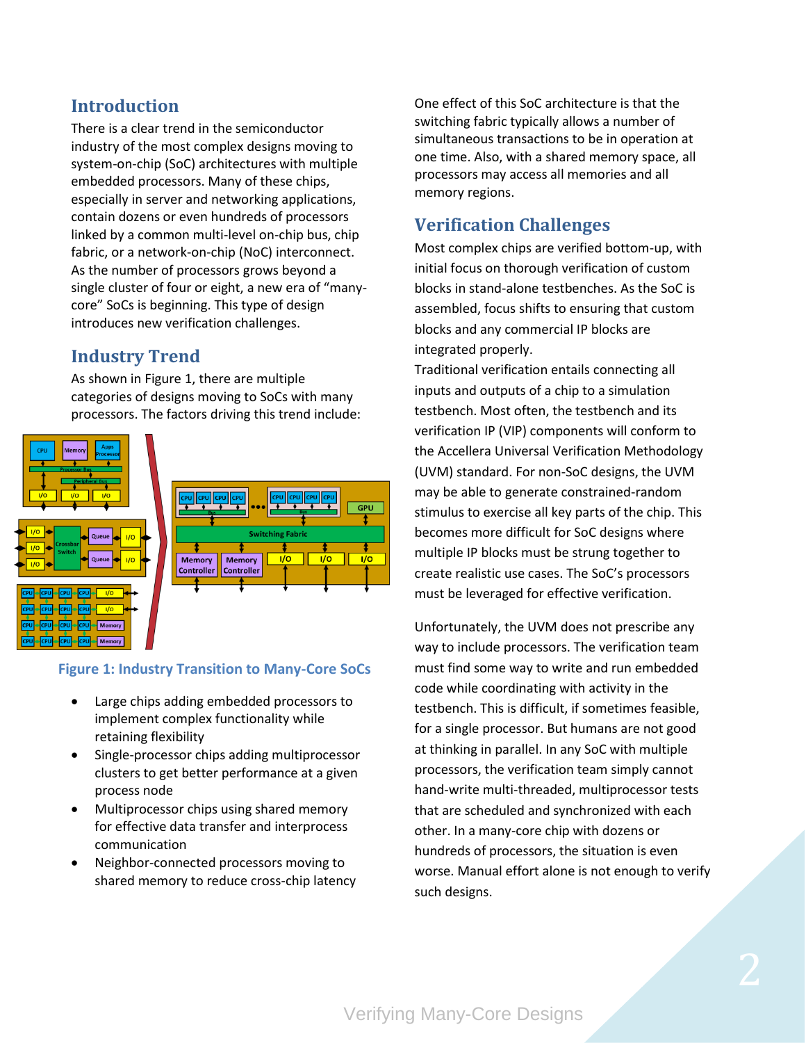## Introduction

There is a clear trend in the semiconductor industry of the most complex designs moving to system-on-chip (SoC) architectures with multiple embedded processors. Many of these chips, especially in server and networking applications, contain dozens or even hundreds of processors linked by a common multi-level on-chip bus, chip fabric, or a network-on-chip (NoC) interconnect. As the number of processors grows beyond a single cluster of four or eight, a new era of "many-core" SoCs is beginning. This type of design introduces new verification challenges.

## Industry Trend

As shown in Figure 1, there are multiple categories of designs moving to SoCs with many processors. The factors driving this trend include:

Figure 1: Industry Transition to Many-Core SoCs

- Large chips adding embedded processors to implement complex functionality while retaining flexibility
- Single-processor chips adding multiprocessor clusters to get better performance at a given process node
- Multiprocessor chips using shared memory for effective data transfer and interprocess communication
- Neighbor-connected processors moving to shared memory to reduce cross-chip latency

One effect of this SoC architecture is that the switching fabric typically allows a number of simultaneous transactions to be in operation at one time. Also, with a shared memory space, all processors may access all memories and all memory regions.

## Verification Challenges

Most complex chips are verified bottom-up, with initial focus on thorough verification of custom blocks in stand-alone testbenches. As the SoC is assembled, focus shifts to ensuring that custom blocks and any commercial IP blocks are integrated properly.

Traditional verification entails connecting all inputs and outputs of a chip to a simulation testbench. Most often, the testbench and its verification IP (VIP) components will conform to the Accellera Universal Verification Methodology (UVM) standard. For non-SoC designs, the UVM may be able to generate constrained-random stimulus to exercise all key parts of the chip. This becomes more difficult for SoC designs where multiple IP blocks must be strung together to create realistic use cases. The SoC's processors must be leveraged for effective verification.

Unfortunately, the UVM does not prescribe any way to include processors. The verification team must find some way to write and run embedded code while coordinating with activity in the testbench. This is difficult, if sometimes feasible, for a single processor. But humans are not good at thinking in parallel. In any SoC with multiple processors, the verification team simply cannot hand-write multi-threaded, multiprocessor tests that are scheduled and synchronized with each other. In a many-core chip with dozens or hundreds of processors, the situation is even worse. Manual effort alone is not enough to verify such designs.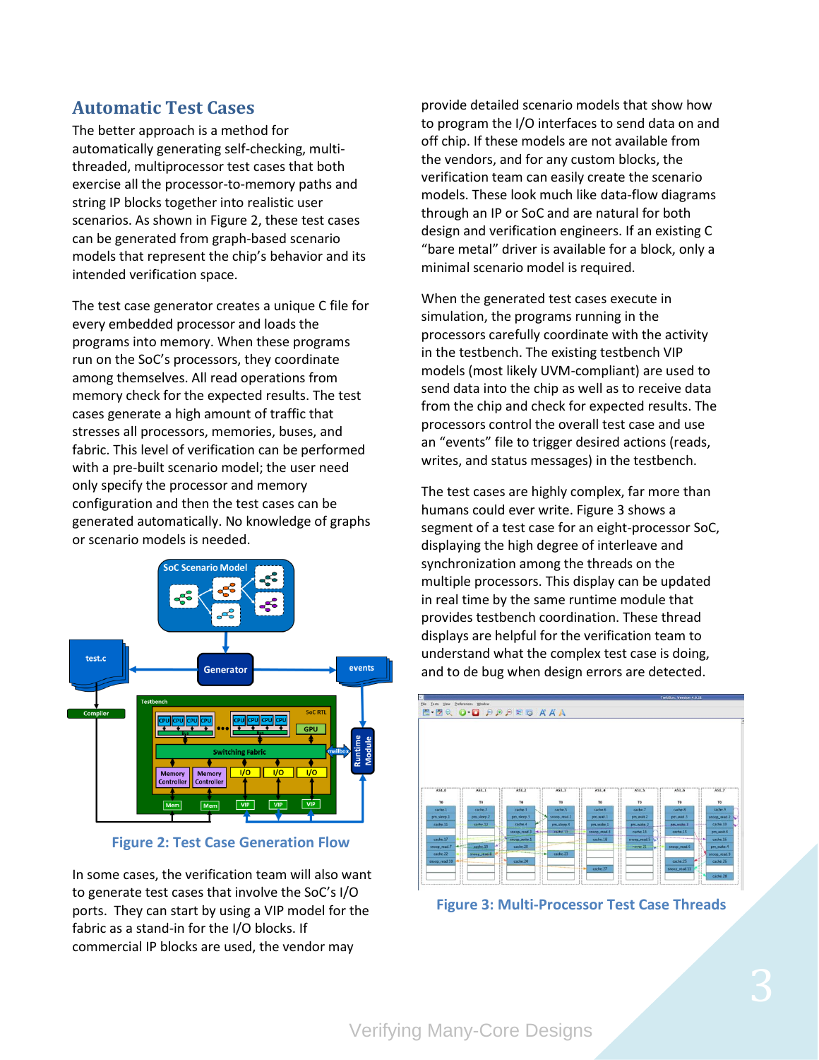## Automatic Test Cases

The better approach is a method for automatically generating self-checking, multi-threaded, multiprocessor test cases that both exercise all the processor-to-memory paths and string IP blocks together into realistic user scenarios. As shown in Figure 2, these test cases can be generated from graph-based scenario models that represent the chip's behavior and its intended verification space.

The test case generator creates a unique C file for every embedded processor and loads the programs into memory. When these programs run on the SoC's processors, they coordinate among themselves. All read operations from memory check for the expected results. The test cases generate a high amount of traffic that stresses all processors, memories, buses, and fabric. This level of verification can be performed with a pre-built scenario model; the user need only specify the processor and memory configuration and then the test cases can be generated automatically. No knowledge of graphs or scenario models is needed.

Figure 2: Test Case Generation Flow

In some cases, the verification team will also want to generate test cases that involve the SoC's I/O ports. They can start by using a VIP model for the fabric as a stand-in for the I/O blocks. If commercial IP blocks are used, the vendor may provide detailed scenario models that show how to program the I/O interfaces to send data on and off chip. If these models are not available from the vendors, and for any custom blocks, the verification team can easily create the scenario models. These look much like data-flow diagrams through an IP or SoC and are natural for both design and verification engineers. If an existing C "bare metal" driver is available for a block, only a minimal scenario model is required.

When the generated test cases execute in simulation, the programs running in the processors carefully coordinate with the activity in the testbench. The existing testbench VIP models (most likely UVM-compliant) are used to send data into the chip as well as to receive data from the chip and check for expected results. The processors control the overall test case and use an "events" file to trigger desired actions (reads, writes, and status messages) in the testbench.

The test cases are highly complex, far more than humans could ever write. Figure 3 shows a segment of a test case for an eight-processor SoC, displaying the high degree of interleave and synchronization among the threads on the multiple processors. This display can be updated in real time by the same runtime module that provides testbench coordination. These thread displays are helpful for the verification team to understand what the complex test case is doing, and to de bug when design errors are detected.

Figure 3: Multi-Processor Test Case Threads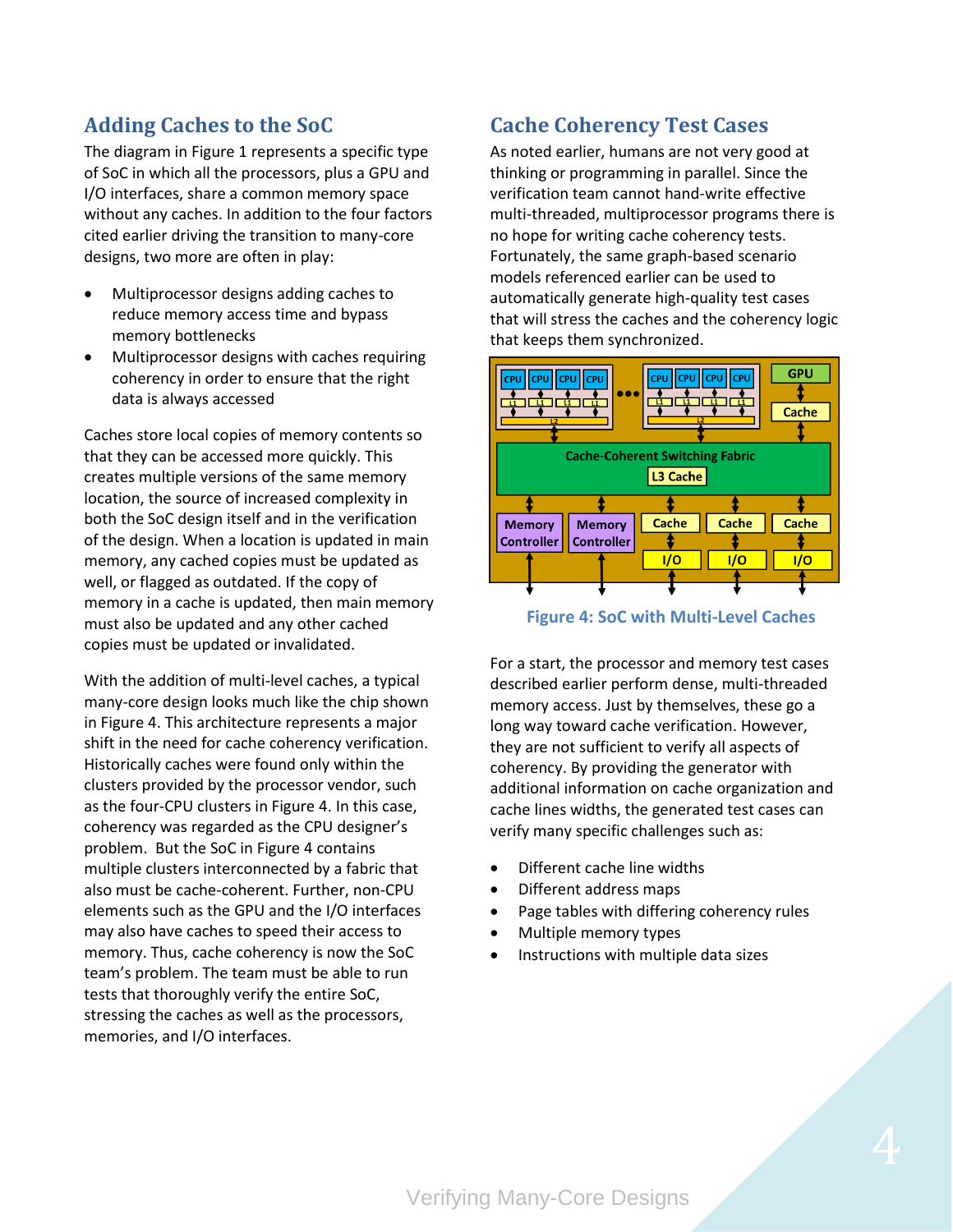## Adding Caches to the SoC

The diagram in Figure 1 represents a specific type of SoC in which all the processors, plus a GPU and I/O interfaces, share a common memory space without any caches. In addition to the four factors cited earlier driving the transition to many-core designs, two more are often in play:

- Multiprocessor designs adding caches to reduce memory access time and bypass memory bottlenecks
- Multiprocessor designs with caches requiring coherency in order to ensure that the right data is always accessed

Caches store local copies of memory contents so that they can be accessed more quickly. This creates multiple versions of the same memory location, the source of increased complexity in both the SoC design itself and in the verification of the design. When a location is updated in main memory, any cached copies must be updated as well, or flagged as outdated. If the copy of memory in a cache is updated, then main memory must also be updated and any other cached copies must be updated or invalidated.

With the addition of multi-level caches, a typical many-core design looks much like the chip shown in Figure 4. This architecture represents a major shift in the need for cache coherency verification. Historically caches were found only within the clusters provided by the processor vendor, such as the four-CPU clusters in Figure 4. In this case, coherency was regarded as the CPU designer's problem. But the SoC in Figure 4 contains multiple clusters interconnected by a fabric that also must be cache-coherent. Further, non-CPU elements such as the GPU and the I/O interfaces may also have caches to speed their access to memory. Thus, cache coherency is now the SoC team's problem. The team must be able to run tests that thoroughly verify the entire SoC, stressing the caches as well as the processors, memories, and I/O interfaces.

## Cache Coherency Test Cases

As noted earlier, humans are not very good at thinking or programming in parallel. Since the verification team cannot hand-write effective multi-threaded, multiprocessor programs there is no hope for writing cache coherency tests. Fortunately, the same graph-based scenario models referenced earlier can be used to automatically generate high-quality test cases that will stress the caches and the coherency logic that keeps them synchronized.

Figure 4: SoC with Multi-Level Caches

For a start, the processor and memory test cases described earlier perform dense, multi-threaded memory access. Just by themselves, these go a long way toward cache verification. However, they are not sufficient to verify all aspects of coherency. By providing the generator with additional information on cache organization and cache lines widths, the generated test cases can verify many specific challenges such as:

- Different cache line widths
- Different address maps
- Page tables with differing coherency rules
- Multiple memory types
- Instructions with multiple data sizes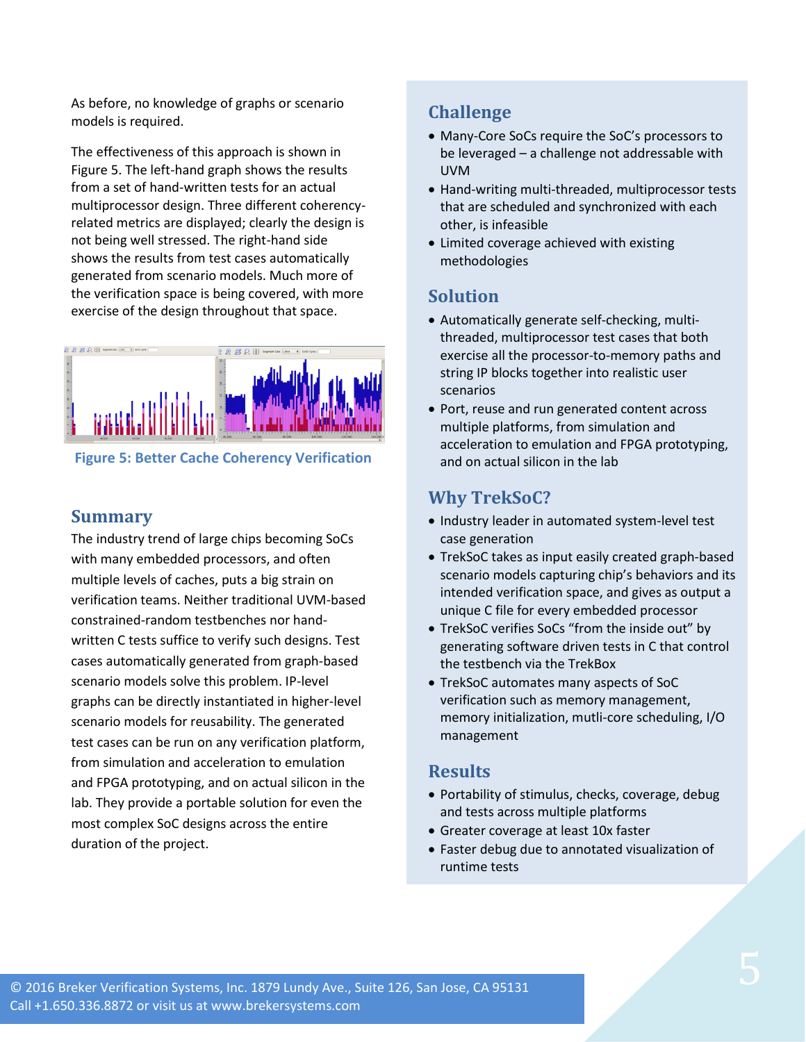As before, no knowledge of graphs or scenario models is required.

The effectiveness of this approach is shown in Figure 5. The left-hand graph shows the results from a set of hand-written tests for an actual multiprocessor design. Three different coherency-related metrics are displayed; clearly the design is not being well stressed. The right-hand side shows the results from test cases automatically generated from scenario models. Much more of the verification space is being covered, with more exercise of the design throughout that space.

Figure 5: Better Cache Coherency Verification

## Summary

The industry trend of large chips becoming SoCs with many embedded processors, and often multiple levels of caches, puts a big strain on verification teams. Neither traditional UVM-based constrained-random testbenches nor hand-written C tests suffice to verify such designs. Test cases automatically generated from graph-based scenario models solve this problem. IP-level graphs can be directly instantiated in higher-level scenario models for reusability. The generated test cases can be run on any verification platform, from simulation and acceleration to emulation and FPGA prototyping, and on actual silicon in the lab. They provide a portable solution for even the most complex SoC designs across the entire duration of the project.

## Challenge

- Many-Core SoCs require the SoC's processors to be leveraged – a challenge not addressable with UVM
- Hand-writing multi-threaded, multiprocessor tests that are scheduled and synchronized with each other, is infeasible
- Limited coverage achieved with existing methodologies

## Solution

- Automatically generate self-checking, multi-threaded, multiprocessor test cases that both exercise all the processor-to-memory paths and string IP blocks together into realistic user scenarios
- Port, reuse and run generated content across multiple platforms, from simulation and acceleration to emulation and FPGA prototyping, and on actual silicon in the lab

## Why TrekSoC?

- Industry leader in automated system-level test case generation
- TrekSoC takes as input easily created graph-based scenario models capturing chip's behaviors and its intended verification space, and gives as output a unique C file for every embedded processor
- TrekSoC verifies SoCs "from the inside out" by generating software driven tests in C that control the testbench via the TrekBox
- TrekSoC automates many aspects of SoC verification such as memory management, memory initialization, mutli-core scheduling, I/O management

## Results

- Portability of stimulus, checks, coverage, debug and tests across multiple platforms
- Greater coverage at least 10x faster
- Faster debug due to annotated visualization of runtime tests

© 2016 Breker Verification Systems, Inc. 1879 Lundy Ave., Suite 126, San Jose, CA 95131
Call +1.650.336.8872 or visit us at www.brekersystems.com